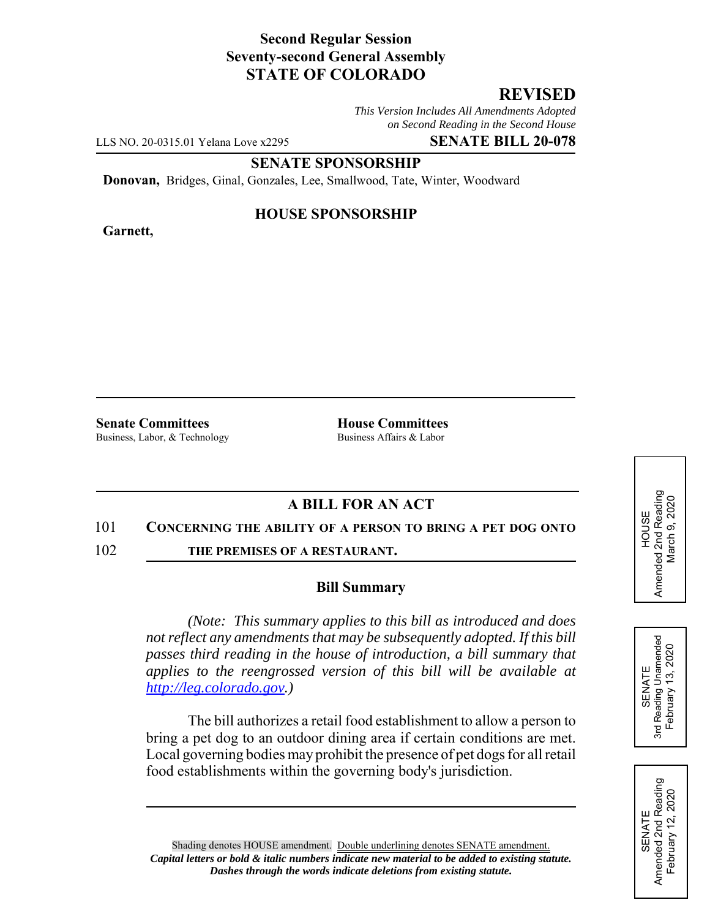**Second Regular Session**
**Seventy-second General Assembly**
**STATE OF COLORADO**

# REVISED

*This Version Includes All Amendments Adopted on Second Reading in the Second House*

LLS NO. 20-0315.01 Yelana Love x2295 **SENATE BILL 20-078**

**SENATE SPONSORSHIP**

**Donovan,** Bridges, Ginal, Gonzales, Lee, Smallwood, Tate, Winter, Woodward

**HOUSE SPONSORSHIP**

**Garnett,**

**Senate Committees**
Business, Labor, & Technology

**House Committees**
Business Affairs & Labor

HOUSE
Amended 2nd Reading
March 9, 2020

SENATE
3rd Reading Unamended
February 13, 2020

SENATE
Amended 2nd Reading
February 12, 2020

## A BILL FOR AN ACT

101 **CONCERNING THE ABILITY OF A PERSON TO BRING A PET DOG ONTO**
102 **THE PREMISES OF A RESTAURANT.**

### Bill Summary

*(Note: This summary applies to this bill as introduced and does not reflect any amendments that may be subsequently adopted. If this bill passes third reading in the house of introduction, a bill summary that applies to the reengrossed version of this bill will be available at http://leg.colorado.gov.)*

The bill authorizes a retail food establishment to allow a person to bring a pet dog to an outdoor dining area if certain conditions are met. Local governing bodies may prohibit the presence of pet dogs for all retail food establishments within the governing body's jurisdiction.

Shading denotes HOUSE amendment. Double underlining denotes SENATE amendment.
***Capital letters or bold & italic numbers indicate new material to be added to existing statute.***
***Dashes through the words indicate deletions from existing statute.***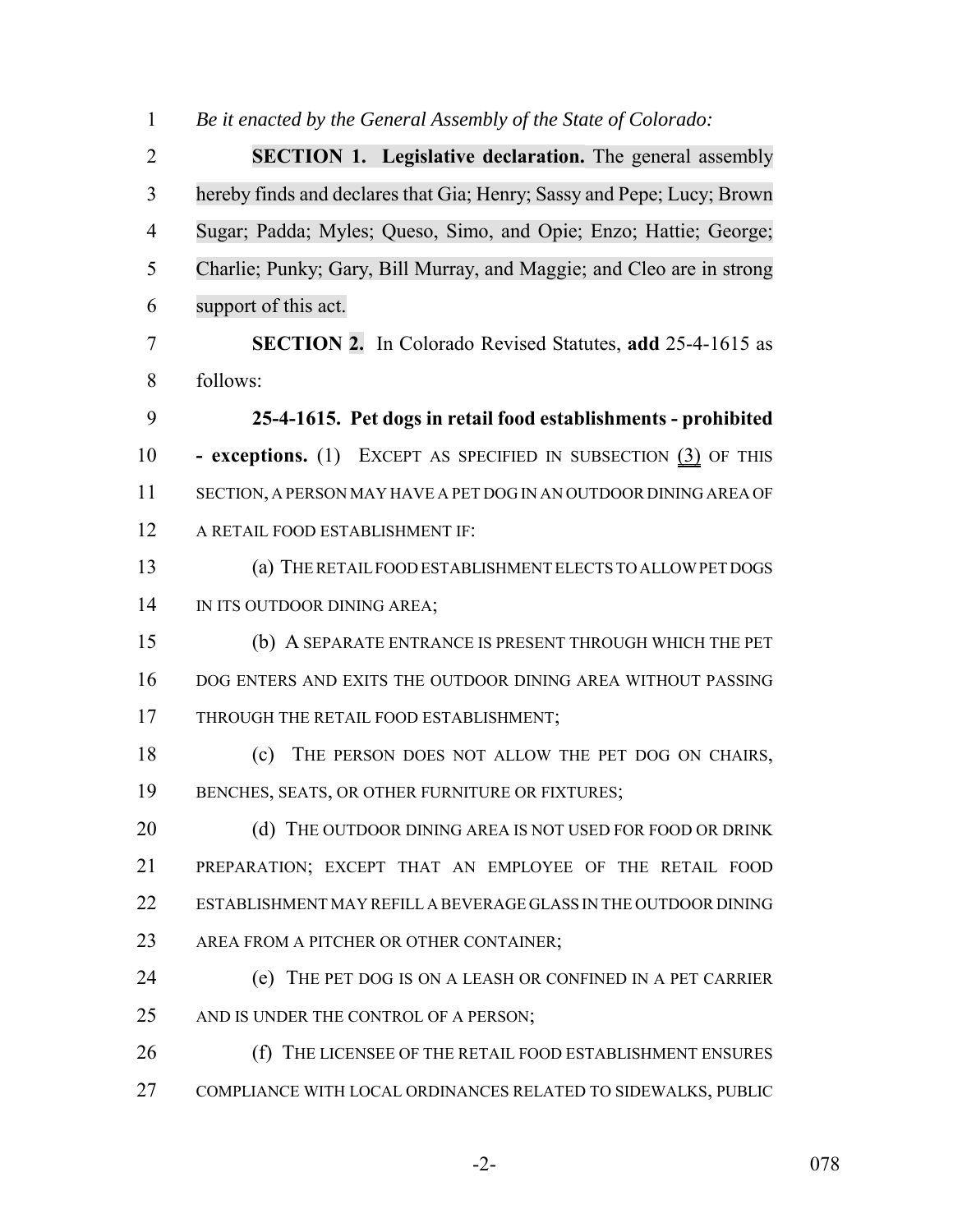*Be it enacted by the General Assembly of the State of Colorado:*

**SECTION 1. Legislative declaration.** The general assembly hereby finds and declares that Gia; Henry; Sassy and Pepe; Lucy; Brown Sugar; Padda; Myles; Queso, Simo, and Opie; Enzo; Hattie; George; Charlie; Punky; Gary, Bill Murray, and Maggie; and Cleo are in strong support of this act.

**SECTION 2.** In Colorado Revised Statutes, **add** 25-4-1615 as follows:

**25-4-1615. Pet dogs in retail food establishments - prohibited - exceptions.** (1) EXCEPT AS SPECIFIED IN SUBSECTION (3) OF THIS SECTION, A PERSON MAY HAVE A PET DOG IN AN OUTDOOR DINING AREA OF A RETAIL FOOD ESTABLISHMENT IF:

(a) THE RETAIL FOOD ESTABLISHMENT ELECTS TO ALLOW PET DOGS IN ITS OUTDOOR DINING AREA;

(b) A SEPARATE ENTRANCE IS PRESENT THROUGH WHICH THE PET DOG ENTERS AND EXITS THE OUTDOOR DINING AREA WITHOUT PASSING THROUGH THE RETAIL FOOD ESTABLISHMENT;

(c) THE PERSON DOES NOT ALLOW THE PET DOG ON CHAIRS, BENCHES, SEATS, OR OTHER FURNITURE OR FIXTURES;

(d) THE OUTDOOR DINING AREA IS NOT USED FOR FOOD OR DRINK PREPARATION; EXCEPT THAT AN EMPLOYEE OF THE RETAIL FOOD ESTABLISHMENT MAY REFILL A BEVERAGE GLASS IN THE OUTDOOR DINING AREA FROM A PITCHER OR OTHER CONTAINER;

(e) THE PET DOG IS ON A LEASH OR CONFINED IN A PET CARRIER AND IS UNDER THE CONTROL OF A PERSON;

(f) THE LICENSEE OF THE RETAIL FOOD ESTABLISHMENT ENSURES COMPLIANCE WITH LOCAL ORDINANCES RELATED TO SIDEWALKS, PUBLIC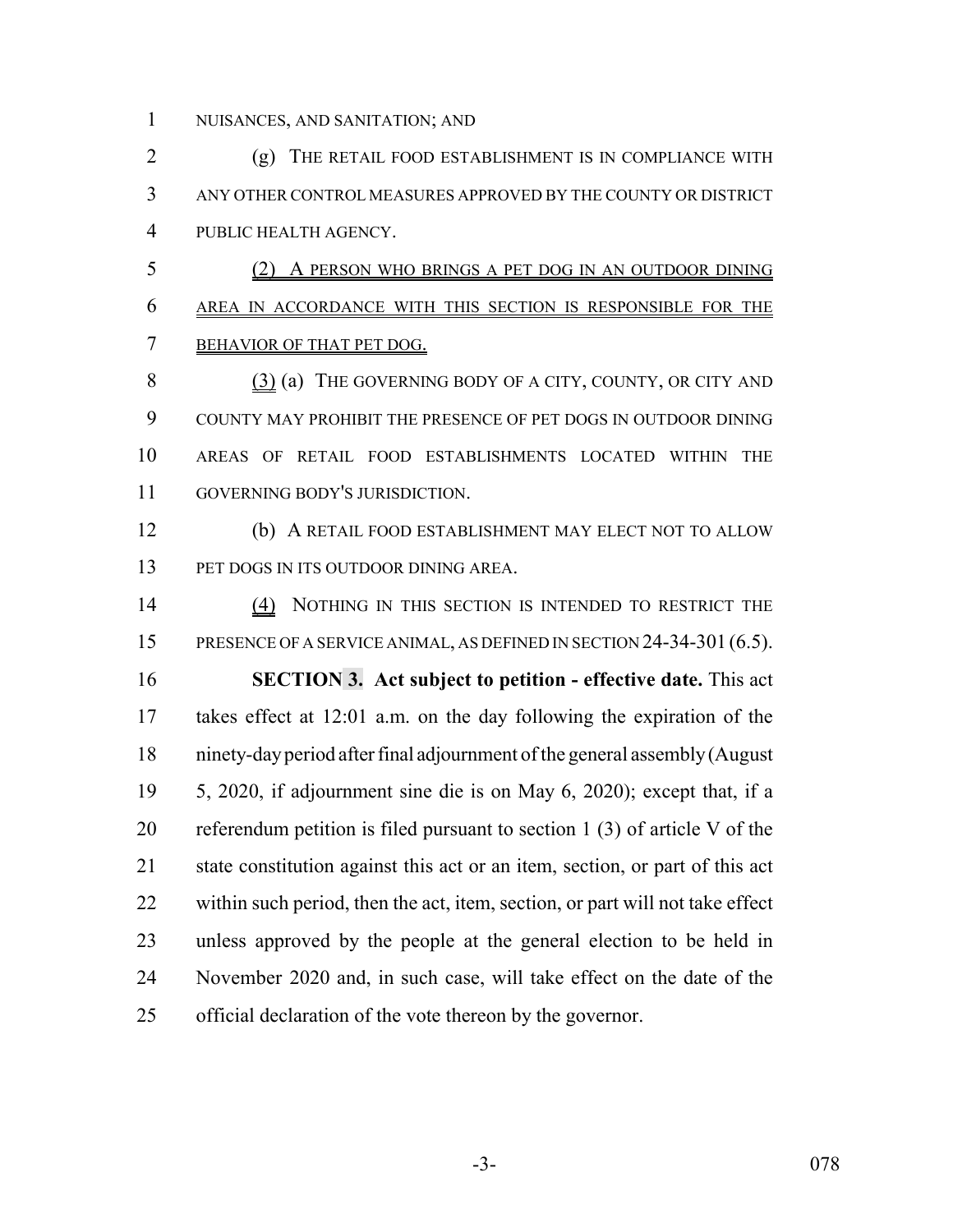NUISANCES, AND SANITATION; AND

(g) THE RETAIL FOOD ESTABLISHMENT IS IN COMPLIANCE WITH ANY OTHER CONTROL MEASURES APPROVED BY THE COUNTY OR DISTRICT PUBLIC HEALTH AGENCY.

(2) A PERSON WHO BRINGS A PET DOG IN AN OUTDOOR DINING AREA IN ACCORDANCE WITH THIS SECTION IS RESPONSIBLE FOR THE BEHAVIOR OF THAT PET DOG.

(3) (a) THE GOVERNING BODY OF A CITY, COUNTY, OR CITY AND COUNTY MAY PROHIBIT THE PRESENCE OF PET DOGS IN OUTDOOR DINING AREAS OF RETAIL FOOD ESTABLISHMENTS LOCATED WITHIN THE GOVERNING BODY'S JURISDICTION.

(b) A RETAIL FOOD ESTABLISHMENT MAY ELECT NOT TO ALLOW PET DOGS IN ITS OUTDOOR DINING AREA.

(4) NOTHING IN THIS SECTION IS INTENDED TO RESTRICT THE PRESENCE OF A SERVICE ANIMAL, AS DEFINED IN SECTION 24-34-301 (6.5).

**SECTION 3. Act subject to petition - effective date.** This act takes effect at 12:01 a.m. on the day following the expiration of the ninety-day period after final adjournment of the general assembly (August 5, 2020, if adjournment sine die is on May 6, 2020); except that, if a referendum petition is filed pursuant to section 1 (3) of article V of the state constitution against this act or an item, section, or part of this act within such period, then the act, item, section, or part will not take effect unless approved by the people at the general election to be held in November 2020 and, in such case, will take effect on the date of the official declaration of the vote thereon by the governor.